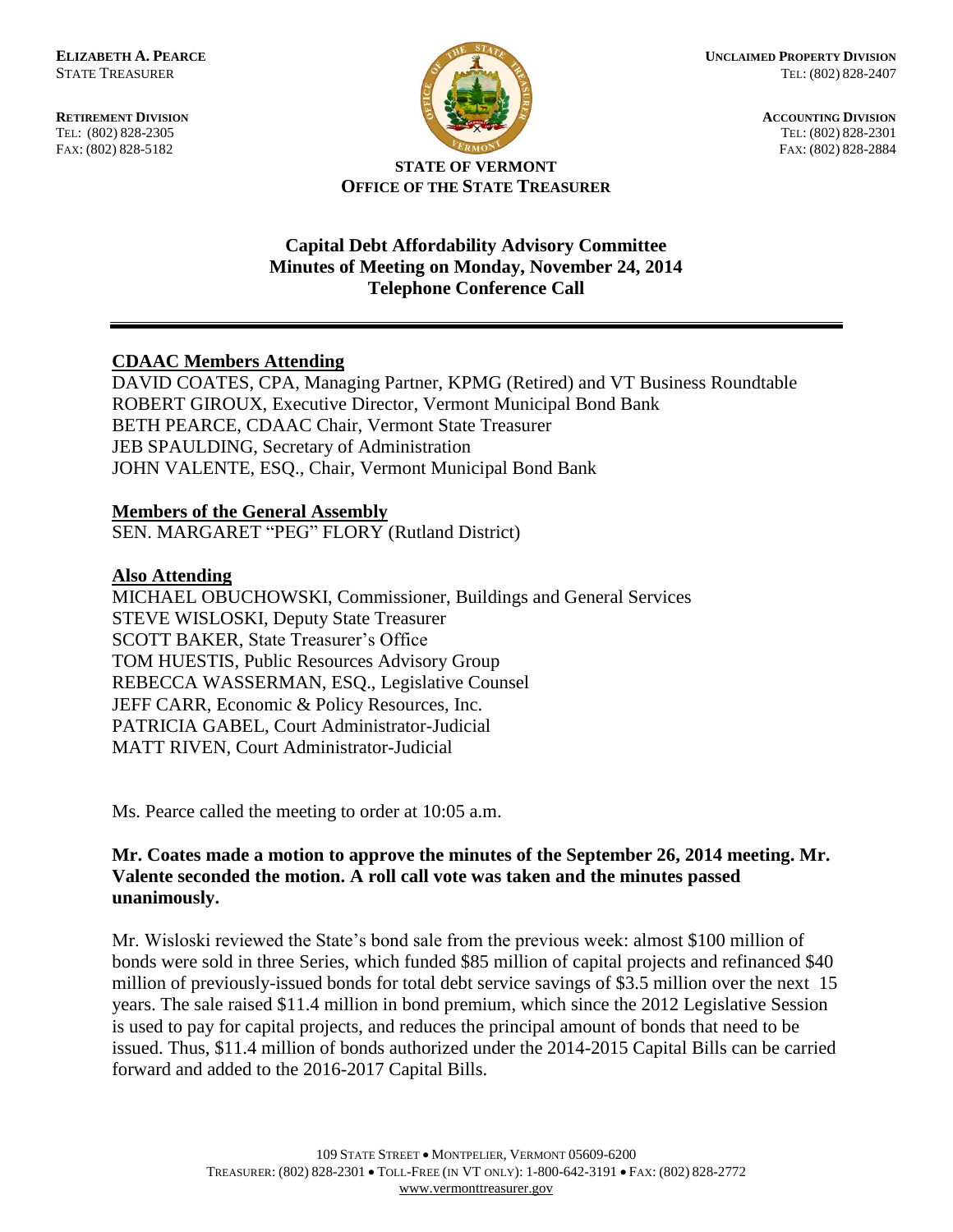**ELIZABETH A. PEARCE**
STATE TREASURER

**UNCLAIMED PROPERTY DIVISION**
TEL: (802) 828-2407

**RETIREMENT DIVISION**
TEL: (802) 828-2305
FAX: (802) 828-5182

**ACCOUNTING DIVISION**
TEL: (802) 828-2301
FAX: (802) 828-2884

**STATE OF VERMONT**
**OFFICE OF THE STATE TREASURER**

# Capital Debt Affordability Advisory Committee
## Minutes of Meeting on Monday, November 24, 2014
## Telephone Conference Call

---

**CDAAC Members Attending**

DAVID COATES, CPA, Managing Partner, KPMG (Retired) and VT Business Roundtable
ROBERT GIROUX, Executive Director, Vermont Municipal Bond Bank
BETH PEARCE, CDAAC Chair, Vermont State Treasurer
JEB SPAULDING, Secretary of Administration
JOHN VALENTE, ESQ., Chair, Vermont Municipal Bond Bank

**Members of the General Assembly**

SEN. MARGARET "PEG" FLORY (Rutland District)

**Also Attending**

MICHAEL OBUCHOWSKI, Commissioner, Buildings and General Services
STEVE WISLOSKI, Deputy State Treasurer
SCOTT BAKER, State Treasurer's Office
TOM HUESTIS, Public Resources Advisory Group
REBECCA WASSERMAN, ESQ., Legislative Counsel
JEFF CARR, Economic & Policy Resources, Inc.
PATRICIA GABEL, Court Administrator-Judicial
MATT RIVEN, Court Administrator-Judicial

Ms. Pearce called the meeting to order at 10:05 a.m.

**Mr. Coates made a motion to approve the minutes of the September 26, 2014 meeting. Mr. Valente seconded the motion. A roll call vote was taken and the minutes passed unanimously.**

Mr. Wisloski reviewed the State's bond sale from the previous week: almost $100 million of bonds were sold in three Series, which funded $85 million of capital projects and refinanced $40 million of previously-issued bonds for total debt service savings of $3.5 million over the next 15 years. The sale raised $11.4 million in bond premium, which since the 2012 Legislative Session is used to pay for capital projects, and reduces the principal amount of bonds that need to be issued. Thus, $11.4 million of bonds authorized under the 2014-2015 Capital Bills can be carried forward and added to the 2016-2017 Capital Bills.

109 STATE STREET • MONTPELIER, VERMONT 05609-6200
TREASURER: (802) 828-2301 • TOLL-FREE (IN VT ONLY): 1-800-642-3191 • FAX: (802) 828-2772
www.vermonttreasurer.gov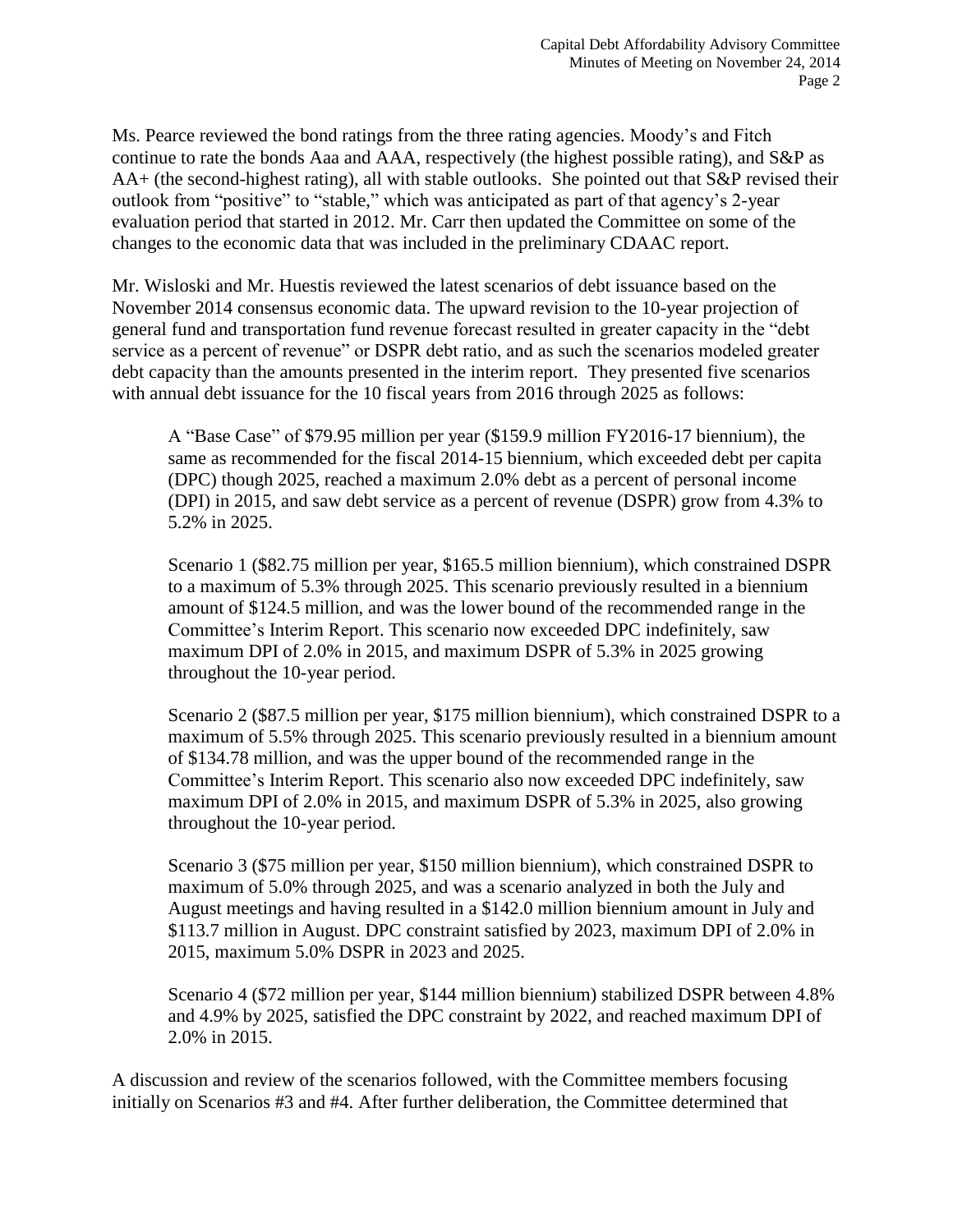Ms. Pearce reviewed the bond ratings from the three rating agencies. Moody's and Fitch continue to rate the bonds Aaa and AAA, respectively (the highest possible rating), and S&P as AA+ (the second-highest rating), all with stable outlooks. She pointed out that S&P revised their outlook from "positive" to "stable," which was anticipated as part of that agency's 2-year evaluation period that started in 2012. Mr. Carr then updated the Committee on some of the changes to the economic data that was included in the preliminary CDAAC report.

Mr. Wisloski and Mr. Huestis reviewed the latest scenarios of debt issuance based on the November 2014 consensus economic data. The upward revision to the 10-year projection of general fund and transportation fund revenue forecast resulted in greater capacity in the "debt service as a percent of revenue" or DSPR debt ratio, and as such the scenarios modeled greater debt capacity than the amounts presented in the interim report. They presented five scenarios with annual debt issuance for the 10 fiscal years from 2016 through 2025 as follows:

> A "Base Case" of $79.95 million per year ($159.9 million FY2016-17 biennium), the same as recommended for the fiscal 2014-15 biennium, which exceeded debt per capita (DPC) though 2025, reached a maximum 2.0% debt as a percent of personal income (DPI) in 2015, and saw debt service as a percent of revenue (DSPR) grow from 4.3% to 5.2% in 2025.
>
> Scenario 1 ($82.75 million per year, $165.5 million biennium), which constrained DSPR to a maximum of 5.3% through 2025. This scenario previously resulted in a biennium amount of $124.5 million, and was the lower bound of the recommended range in the Committee's Interim Report. This scenario now exceeded DPC indefinitely, saw maximum DPI of 2.0% in 2015, and maximum DSPR of 5.3% in 2025 growing throughout the 10-year period.
>
> Scenario 2 ($87.5 million per year, $175 million biennium), which constrained DSPR to a maximum of 5.5% through 2025. This scenario previously resulted in a biennium amount of $134.78 million, and was the upper bound of the recommended range in the Committee's Interim Report. This scenario also now exceeded DPC indefinitely, saw maximum DPI of 2.0% in 2015, and maximum DSPR of 5.3% in 2025, also growing throughout the 10-year period.
>
> Scenario 3 ($75 million per year, $150 million biennium), which constrained DSPR to maximum of 5.0% through 2025, and was a scenario analyzed in both the July and August meetings and having resulted in a $142.0 million biennium amount in July and $113.7 million in August. DPC constraint satisfied by 2023, maximum DPI of 2.0% in 2015, maximum 5.0% DSPR in 2023 and 2025.
>
> Scenario 4 ($72 million per year, $144 million biennium) stabilized DSPR between 4.8% and 4.9% by 2025, satisfied the DPC constraint by 2022, and reached maximum DPI of 2.0% in 2015.

A discussion and review of the scenarios followed, with the Committee members focusing initially on Scenarios #3 and #4. After further deliberation, the Committee determined that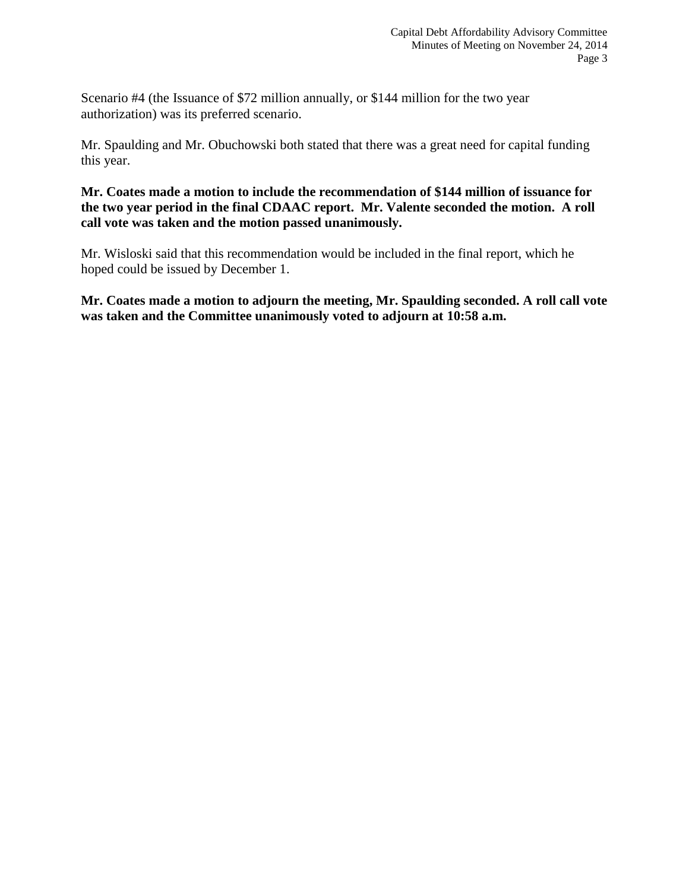Scenario #4 (the Issuance of $72 million annually, or $144 million for the two year authorization) was its preferred scenario.

Mr. Spaulding and Mr. Obuchowski both stated that there was a great need for capital funding this year.

**Mr. Coates made a motion to include the recommendation of $144 million of issuance for the two year period in the final CDAAC report. Mr. Valente seconded the motion. A roll call vote was taken and the motion passed unanimously.**

Mr. Wisloski said that this recommendation would be included in the final report, which he hoped could be issued by December 1.

**Mr. Coates made a motion to adjourn the meeting, Mr. Spaulding seconded. A roll call vote was taken and the Committee unanimously voted to adjourn at 10:58 a.m.**